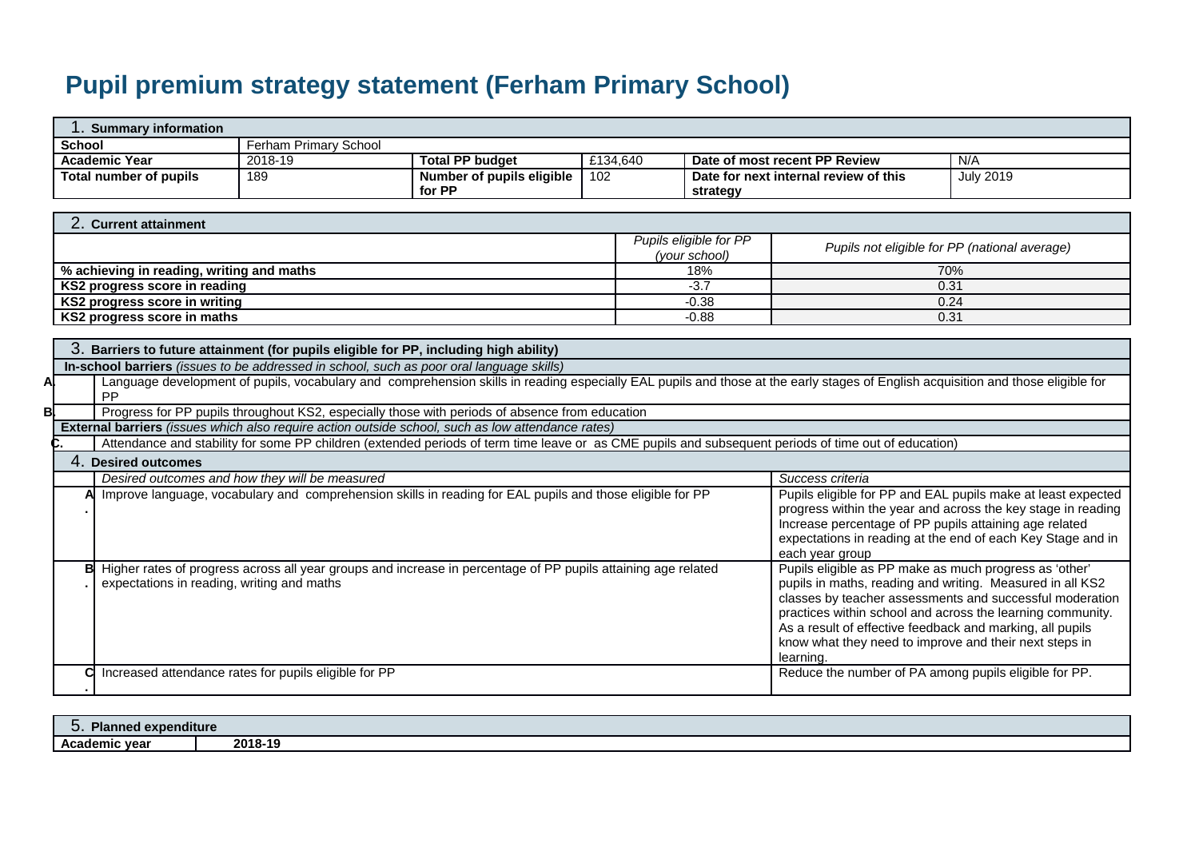# Pupil premium strategy statement (Ferham Primary School)

| 1. Summary information | | | | | |
|---|---|---|---|---|---|
| **School** | Ferham Primary School | | | | |
| **Academic Year** | 2018-19 | **Total PP budget** | £134,640 | **Date of most recent PP Review** | N/A |
| **Total number of pupils** | 189 | **Number of pupils eligible for PP** | 102 | **Date for next internal review of this strategy** | July 2019 |

| 2. Current attainment | | |
|---|---|---|
| | *Pupils eligible for PP (your school)* | *Pupils not eligible for PP (national average)* |
| **% achieving in reading, writing and maths** | 18% | 70% |
| **KS2 progress score in reading** | -3.7 | 0.31 |
| **KS2 progress score in writing** | -0.38 | 0.24 |
| **KS2 progress score in maths** | -0.88 | 0.31 |

| 3. Barriers to future attainment (for pupils eligible for PP, including high ability) | |
|---|---|
| **In-school barriers** *(issues to be addressed in school, such as poor oral language skills)* | |
| **A.** | Language development of pupils, vocabulary and comprehension skills in reading especially EAL pupils and those at the early stages of English acquisition and those eligible for PP |
| **B.** | Progress for PP pupils throughout KS2, especially those with periods of absence from education |
| **External barriers** *(issues which also require action outside school, such as low attendance rates)* | |
| **C.** | Attendance and stability for some PP children (extended periods of term time leave or as CME pupils and subsequent periods of time out of education) |

| 4. Desired outcomes | | |
|---|---|---|
| | *Desired outcomes and how they will be measured* | *Success criteria* |
| **A.** | Improve language, vocabulary and comprehension skills in reading for EAL pupils and those eligible for PP | Pupils eligible for PP and EAL pupils make at least expected progress within the year and across the key stage in reading Increase percentage of PP pupils attaining age related expectations in reading at the end of each Key Stage and in each year group |
| **B.** | Higher rates of progress across all year groups and increase in percentage of PP pupils attaining age related expectations in reading, writing and maths | Pupils eligible as PP make as much progress as 'other' pupils in maths, reading and writing. Measured in all KS2 classes by teacher assessments and successful moderation practices within school and across the learning community. As a result of effective feedback and marking, all pupils know what they need to improve and their next steps in learning. |
| **C.** | Increased attendance rates for pupils eligible for PP | Reduce the number of PA among pupils eligible for PP. |

| 5. Planned expenditure | |
|---|---|
| **Academic year** | **2018-19** |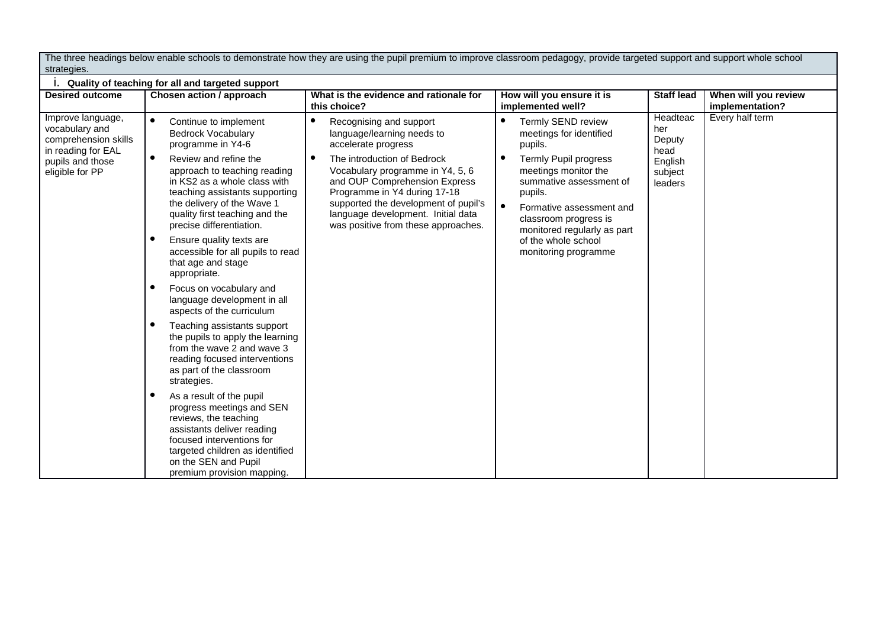The three headings below enable schools to demonstrate how they are using the pupil premium to improve classroom pedagogy, provide targeted support and support whole school strategies.

i. **Quality of teaching for all and targeted support**

| Desired outcome | Chosen action / approach | What is the evidence and rationale for this choice? | How will you ensure it is implemented well? | Staff lead | When will you review implementation? |
|---|---|---|---|---|---|
| Improve language, vocabulary and comprehension skills in reading for EAL pupils and those eligible for PP | • Continue to implement Bedrock Vocabulary programme in Y4-6<br>• Review and refine the approach to teaching reading in KS2 as a whole class with teaching assistants supporting the delivery of the Wave 1 quality first teaching and the precise differentiation.<br>• Ensure quality texts are accessible for all pupils to read that age and stage appropriate.<br>• Focus on vocabulary and language development in all aspects of the curriculum<br>• Teaching assistants support the pupils to apply the learning from the wave 2 and wave 3 reading focused interventions as part of the classroom strategies.<br>• As a result of the pupil progress meetings and SEN reviews, the teaching assistants deliver reading focused interventions for targeted children as identified on the SEN and Pupil premium provision mapping. | • Recognising and support language/learning needs to accelerate progress<br>• The introduction of Bedrock Vocabulary programme in Y4, 5, 6 and OUP Comprehension Express Programme in Y4 during 17-18 supported the development of pupil's language development. Initial data was positive from these approaches. | • Termly SEND review meetings for identified pupils.<br>• Termly Pupil progress meetings monitor the summative assessment of pupils.<br>• Formative assessment and classroom progress is monitored regularly as part of the whole school monitoring programme | Headteacher<br>Deputy head<br>English subject leaders | Every half term |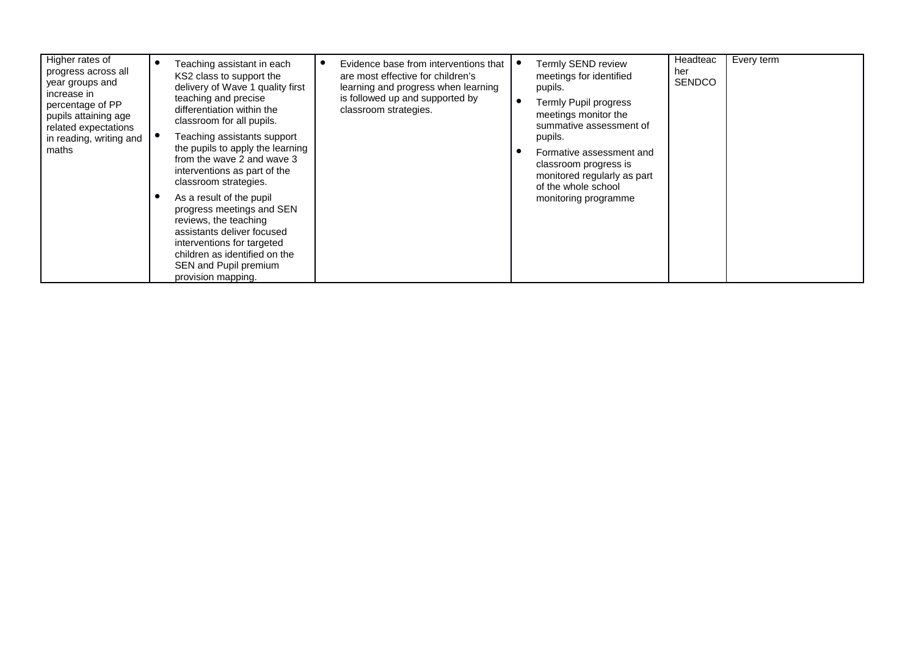| | | | | | |
|---|---|---|---|---|---|
| Higher rates of progress across all year groups and increase in percentage of PP pupils attaining age related expectations in reading, writing and maths | • Teaching assistant in each KS2 class to support the delivery of Wave 1 quality first teaching and precise differentiation within the classroom for all pupils.<br>• Teaching assistants support the pupils to apply the learning from the wave 2 and wave 3 interventions as part of the classroom strategies.<br>• As a result of the pupil progress meetings and SEN reviews, the teaching assistants deliver focused interventions for targeted children as identified on the SEN and Pupil premium provision mapping. | • Evidence base from interventions that are most effective for children's learning and progress when learning is followed up and supported by classroom strategies. | • Termly SEND review meetings for identified pupils.<br>• Termly Pupil progress meetings monitor the summative assessment of pupils.<br>• Formative assessment and classroom progress is monitored regularly as part of the whole school monitoring programme | Headteacher SENDCO | Every term |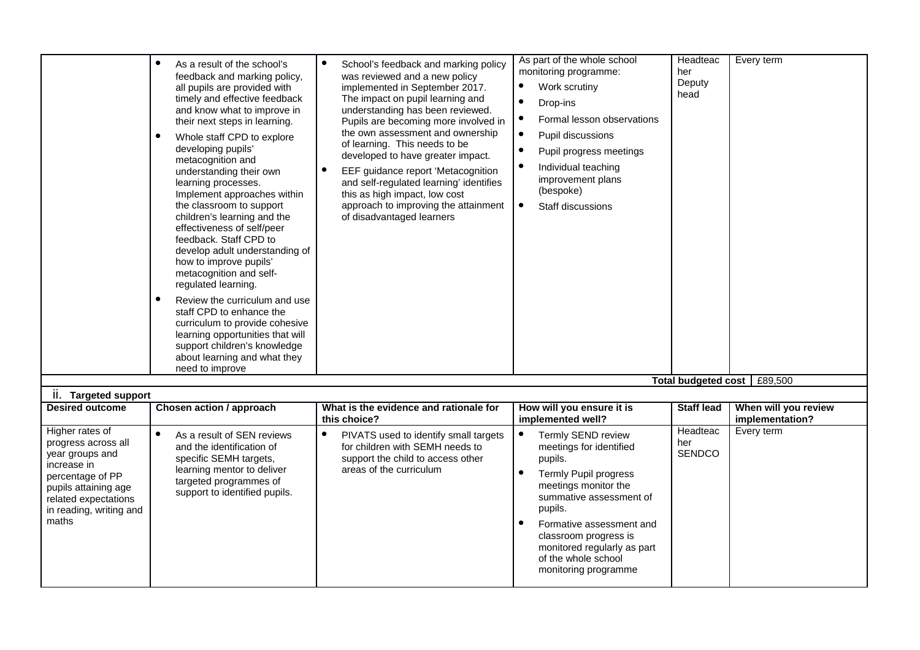| | | | | | |
|---|---|---|---|---|---|
| | • As a result of the school's feedback and marking policy, all pupils are provided with timely and effective feedback and know what to improve in their next steps in learning.<br>• Whole staff CPD to explore developing pupils' metacognition and understanding their own learning processes. Implement approaches within the classroom to support children's learning and the effectiveness of self/peer feedback. Staff CPD to develop adult understanding of how to improve pupils' metacognition and self-regulated learning.<br>• Review the curriculum and use staff CPD to enhance the curriculum to provide cohesive learning opportunities that will support children's knowledge about learning and what they need to improve | • School's feedback and marking policy was reviewed and a new policy implemented in September 2017. The impact on pupil learning and understanding has been reviewed. Pupils are becoming more involved in the own assessment and ownership of learning. This needs to be developed to have greater impact.<br>• EEF guidance report 'Metacognition and self-regulated learning' identifies this as high impact, low cost approach to improving the attainment of disadvantaged learners | As part of the whole school monitoring programme:<br>• Work scrutiny<br>• Drop-ins<br>• Formal lesson observations<br>• Pupil discussions<br>• Pupil progress meetings<br>• Individual teaching improvement plans (bespoke)<br>• Staff discussions | Headteacher<br>Deputy head | Every term |
| | | | | **Total budgeted cost** | £89,500 |

**ii. Targeted support**

| Desired outcome | Chosen action / approach | What is the evidence and rationale for this choice? | How will you ensure it is implemented well? | Staff lead | When will you review implementation? |
|---|---|---|---|---|---|
| Higher rates of progress across all year groups and increase in percentage of PP pupils attaining age related expectations in reading, writing and maths | • As a result of SEN reviews and the identification of specific SEMH targets, learning mentor to deliver targeted programmes of support to identified pupils. | • PIVATS used to identify small targets for children with SEMH needs to support the child to access other areas of the curriculum | • Termly SEND review meetings for identified pupils.<br>• Termly Pupil progress meetings monitor the summative assessment of pupils.<br>• Formative assessment and classroom progress is monitored regularly as part of the whole school monitoring programme | Headteacher<br>SENDCO | Every term |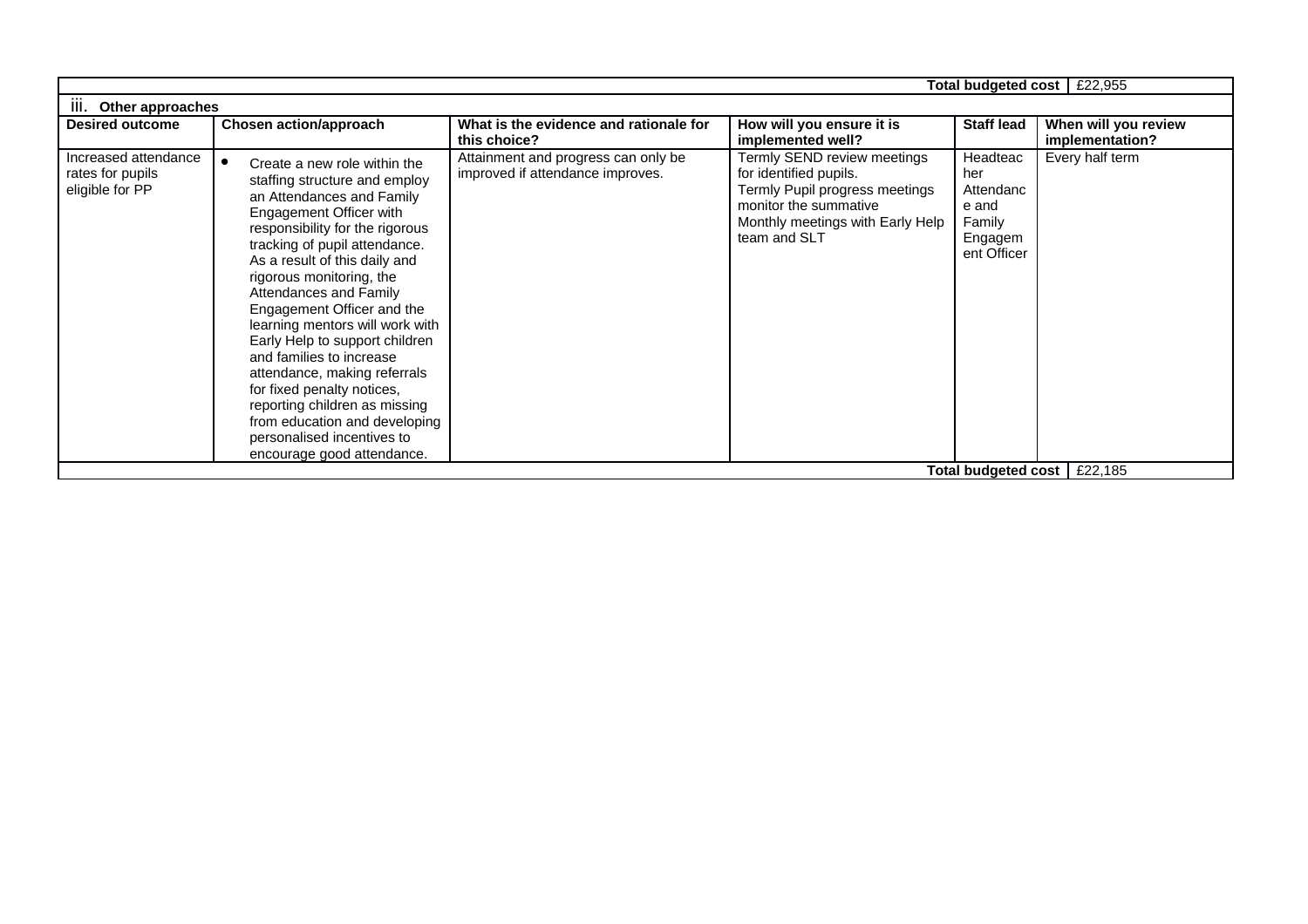| | | | | Total budgeted cost | £22,955 |
|---|---|---|---|---|---|
| **iii. Other approaches** | | | | | |
| **Desired outcome** | **Chosen action/approach** | **What is the evidence and rationale for this choice?** | **How will you ensure it is implemented well?** | **Staff lead** | **When will you review implementation?** |
| Increased attendance rates for pupils eligible for PP | • Create a new role within the staffing structure and employ an Attendances and Family Engagement Officer with responsibility for the rigorous tracking of pupil attendance. As a result of this daily and rigorous monitoring, the Attendances and Family Engagement Officer and the learning mentors will work with Early Help to support children and families to increase attendance, making referrals for fixed penalty notices, reporting children as missing from education and developing personalised incentives to encourage good attendance. | Attainment and progress can only be improved if attendance improves. | Termly SEND review meetings for identified pupils.<br>Termly Pupil progress meetings monitor the summative<br>Monthly meetings with Early Help team and SLT | Headteacher Attendance and Family Engagement Officer | Every half term |
| | | | | **Total budgeted cost** | £22,185 |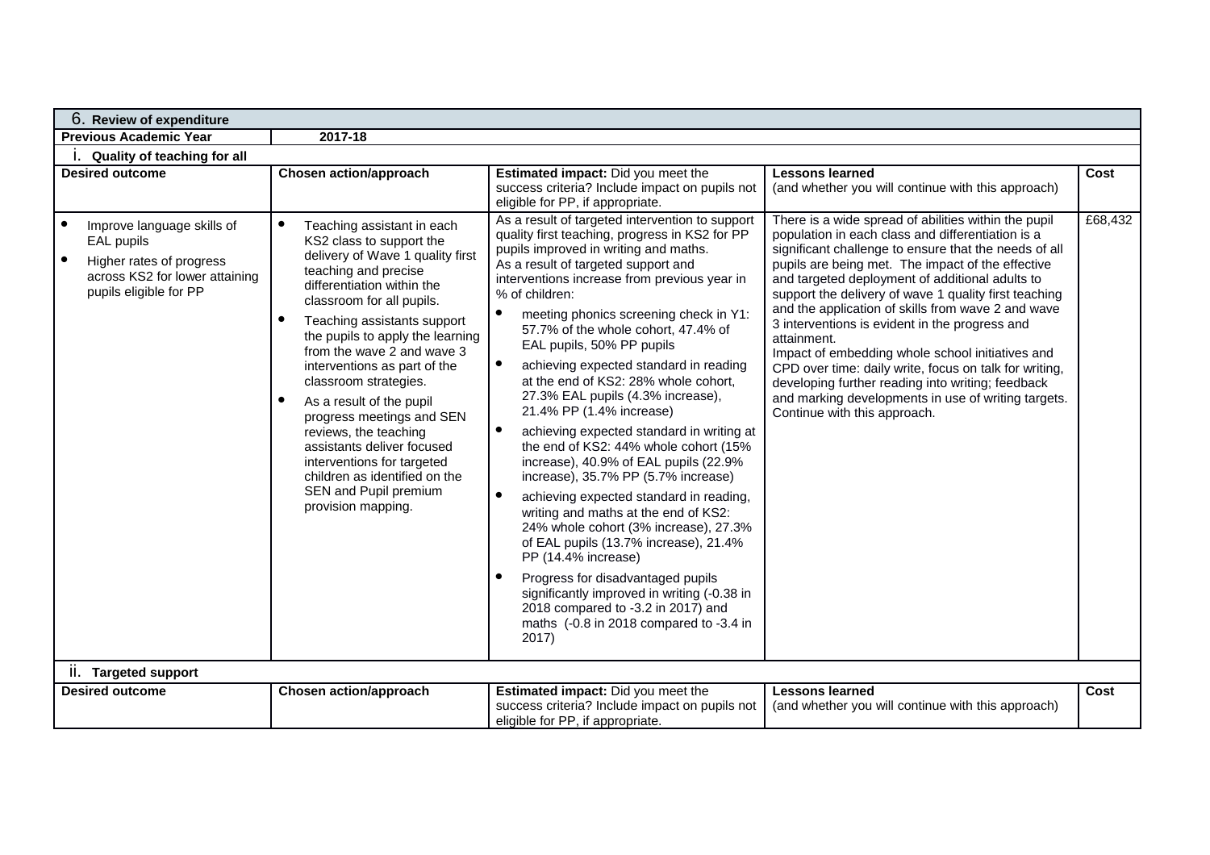| 6. Review of expenditure | | | | |
|---|---|---|---|---|
| **Previous Academic Year** | **2017-18** | | | |
| **i. Quality of teaching for all** | | | | |
| **Desired outcome** | **Chosen action/approach** | **Estimated impact:** Did you meet the success criteria? Include impact on pupils not eligible for PP, if appropriate. | **Lessons learned** (and whether you will continue with this approach) | **Cost** |
| • Improve language skills of EAL pupils<br>• Higher rates of progress across KS2 for lower attaining pupils eligible for PP | • Teaching assistant in each KS2 class to support the delivery of Wave 1 quality first teaching and precise differentiation within the classroom for all pupils.<br>• Teaching assistants support the pupils to apply the learning from the wave 2 and wave 3 interventions as part of the classroom strategies.<br>• As a result of the pupil progress meetings and SEN reviews, the teaching assistants deliver focused interventions for targeted children as identified on the SEN and Pupil premium provision mapping. | As a result of targeted intervention to support quality first teaching, progress in KS2 for PP pupils improved in writing and maths.<br>As a result of targeted support and interventions increase from previous year in % of children:<br>• meeting phonics screening check in Y1: 57.7% of the whole cohort, 47.4% of EAL pupils, 50% PP pupils<br>• achieving expected standard in reading at the end of KS2: 28% whole cohort, 27.3% EAL pupils (4.3% increase), 21.4% PP (1.4% increase)<br>• achieving expected standard in writing at the end of KS2: 44% whole cohort (15% increase), 40.9% of EAL pupils (22.9% increase), 35.7% PP (5.7% increase)<br>• achieving expected standard in reading, writing and maths at the end of KS2: 24% whole cohort (3% increase), 27.3% of EAL pupils (13.7% increase), 21.4% PP (14.4% increase)<br>• Progress for disadvantaged pupils significantly improved in writing (-0.38 in 2018 compared to -3.2 in 2017) and maths (-0.8 in 2018 compared to -3.4 in 2017) | There is a wide spread of abilities within the pupil population in each class and differentiation is a significant challenge to ensure that the needs of all pupils are being met. The impact of the effective and targeted deployment of additional adults to support the delivery of wave 1 quality first teaching and the application of skills from wave 2 and wave 3 interventions is evident in the progress and attainment.<br>Impact of embedding whole school initiatives and CPD over time: daily write, focus on talk for writing, developing further reading into writing; feedback and marking developments in use of writing targets.<br>Continue with this approach. | £68,432 |
| **ii. Targeted support** | | | | |
| **Desired outcome** | **Chosen action/approach** | **Estimated impact:** Did you meet the success criteria? Include impact on pupils not eligible for PP, if appropriate. | **Lessons learned** (and whether you will continue with this approach) | **Cost** |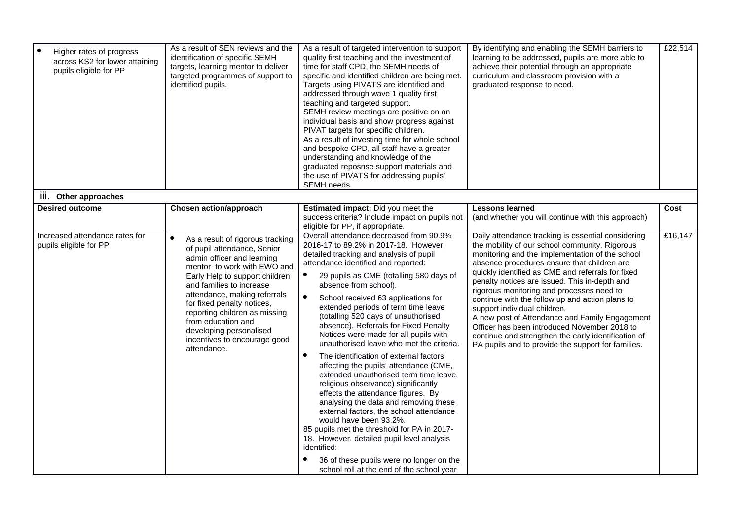| | | | | |
|---|---|---|---|---|
| • Higher rates of progress across KS2 for lower attaining pupils eligible for PP | As a result of SEN reviews and the identification of specific SEMH targets, learning mentor to deliver targeted programmes of support to identified pupils. | As a result of targeted intervention to support quality first teaching and the investment of time for staff CPD, the SEMH needs of specific and identified children are being met. Targets using PIVATS are identified and addressed through wave 1 quality first teaching and targeted support.<br>SEMH review meetings are positive on an individual basis and show progress against PIVAT targets for specific children.<br>As a result of investing time for whole school and bespoke CPD, all staff have a greater understanding and knowledge of the graduated reposnse support materials and the use of PIVATS for addressing pupils' SEMH needs. | By identifying and enabling the SEMH barriers to learning to be addressed, pupils are more able to achieve their potential through an appropriate curriculum and classroom provision with a graduated response to need. | £22,514 |

### iii. Other approaches

| Desired outcome | Chosen action/approach | Estimated impact: Did you meet the success criteria? Include impact on pupils not eligible for PP, if appropriate. | Lessons learned (and whether you will continue with this approach) | Cost |
|---|---|---|---|---|
| Increased attendance rates for pupils eligible for PP | • As a result of rigorous tracking of pupil attendance, Senior admin officer and learning mentor to work with EWO and Early Help to support children and families to increase attendance, making referrals for fixed penalty notices, reporting children as missing from education and developing personalised incentives to encourage good attendance. | Overall attendance decreased from 90.9% 2016-17 to 89.2% in 2017-18. However, detailed tracking and analysis of pupil attendance identified and reported:<br>• 29 pupils as CME (totalling 580 days of absence from school).<br>• School received 63 applications for extended periods of term time leave (totalling 520 days of unauthorised absence). Referrals for Fixed Penalty Notices were made for all pupils with unauthorised leave who met the criteria.<br>• The identification of external factors affecting the pupils' attendance (CME, extended unauthorised term time leave, religious observance) significantly effects the attendance figures. By analysing the data and removing these external factors, the school attendance would have been 93.2%.<br>85 pupils met the threshold for PA in 2017-18. However, detailed pupil level analysis identified:<br>• 36 of these pupils were no longer on the school roll at the end of the school year | Daily attendance tracking is essential considering the mobility of our school community. Rigorous monitoring and the implementation of the school absence procedures ensure that children are quickly identified as CME and referrals for fixed penalty notices are issued. This in-depth and rigorous monitoring and processes need to continue with the follow up and action plans to support individual children.<br>A new post of Attendance and Family Engagement Officer has been introduced November 2018 to continue and strengthen the early identification of PA pupils and to provide the support for families. | £16,147 |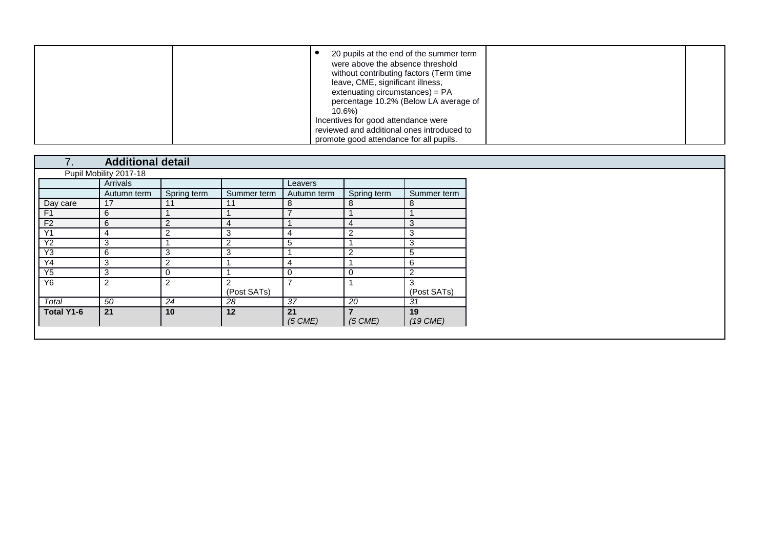| | | | | |
|---|---|---|---|---|
| | | • 20 pupils at the end of the summer term were above the absence threshold without contributing factors (Term time leave, CME, significant illness, extenuating circumstances) = PA percentage 10.2% (Below LA average of 10.6%)<br>Incentives for good attendance were reviewed and additional ones introduced to promote good attendance for all pupils. | | |

## 7. Additional detail

Pupil Mobility 2017-18

| | Arrivals | | | Leavers | | |
|---|---|---|---|---|---|---|
| | Autumn term | Spring term | Summer term | Autumn term | Spring term | Summer term |
| Day care | 17 | 11 | 11 | 8 | 8 | 8 |
| F1 | 6 | 1 | 1 | 7 | 1 | 1 |
| F2 | 6 | 2 | 4 | 1 | 4 | 3 |
| Y1 | 4 | 2 | 3 | 4 | 2 | 3 |
| Y2 | 3 | 1 | 2 | 5 | 1 | 3 |
| Y3 | 6 | 3 | 3 | 1 | 2 | 5 |
| Y4 | 3 | 2 | 1 | 4 | 1 | 6 |
| Y5 | 3 | 0 | 1 | 0 | 0 | 2 |
| Y6 | 2 | 2 | 2 (Post SATs) | 7 | 1 | 3 (Post SATs) |
| *Total* | *50* | *24* | *28* | *37* | *20* | *31* |
| **Total Y1-6** | **21** | **10** | **12** | **21** *(5 CME)* | **7** *(5 CME)* | **19** *(19 CME)* |